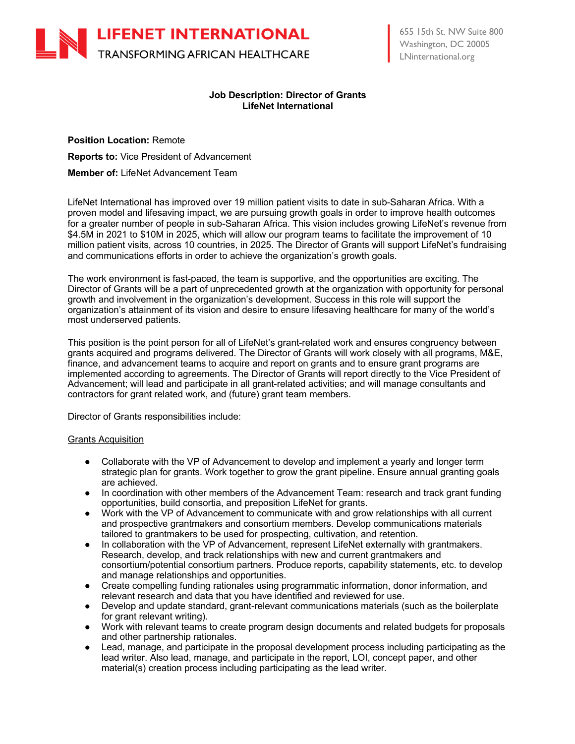LIFENET INTERNATIONAL
TRANSFORMING AFRICAN HEALTHCARE

655 15th St. NW Suite 800
Washington, DC 20005
LNinternational.org

# Job Description: Director of Grants
## LifeNet International

**Position Location:** Remote

**Reports to:** Vice President of Advancement

**Member of:** LifeNet Advancement Team

LifeNet International has improved over 19 million patient visits to date in sub-Saharan Africa. With a proven model and lifesaving impact, we are pursuing growth goals in order to improve health outcomes for a greater number of people in sub-Saharan Africa. This vision includes growing LifeNet's revenue from \$4.5M in 2021 to \$10M in 2025, which will allow our program teams to facilitate the improvement of 10 million patient visits, across 10 countries, in 2025. The Director of Grants will support LifeNet's fundraising and communications efforts in order to achieve the organization's growth goals.

The work environment is fast-paced, the team is supportive, and the opportunities are exciting. The Director of Grants will be a part of unprecedented growth at the organization with opportunity for personal growth and involvement in the organization's development. Success in this role will support the organization's attainment of its vision and desire to ensure lifesaving healthcare for many of the world's most underserved patients.

This position is the point person for all of LifeNet's grant-related work and ensures congruency between grants acquired and programs delivered. The Director of Grants will work closely with all programs, M&E, finance, and advancement teams to acquire and report on grants and to ensure grant programs are implemented according to agreements. The Director of Grants will report directly to the Vice President of Advancement; will lead and participate in all grant-related activities; and will manage consultants and contractors for grant related work, and (future) grant team members.

Director of Grants responsibilities include:

<u>Grants Acquisition</u>

- Collaborate with the VP of Advancement to develop and implement a yearly and longer term strategic plan for grants. Work together to grow the grant pipeline. Ensure annual granting goals are achieved.
- In coordination with other members of the Advancement Team: research and track grant funding opportunities, build consortia, and preposition LifeNet for grants.
- Work with the VP of Advancement to communicate with and grow relationships with all current and prospective grantmakers and consortium members. Develop communications materials tailored to grantmakers to be used for prospecting, cultivation, and retention.
- In collaboration with the VP of Advancement, represent LifeNet externally with grantmakers. Research, develop, and track relationships with new and current grantmakers and consortium/potential consortium partners. Produce reports, capability statements, etc. to develop and manage relationships and opportunities.
- Create compelling funding rationales using programmatic information, donor information, and relevant research and data that you have identified and reviewed for use.
- Develop and update standard, grant-relevant communications materials (such as the boilerplate for grant relevant writing).
- Work with relevant teams to create program design documents and related budgets for proposals and other partnership rationales.
- Lead, manage, and participate in the proposal development process including participating as the lead writer. Also lead, manage, and participate in the report, LOI, concept paper, and other material(s) creation process including participating as the lead writer.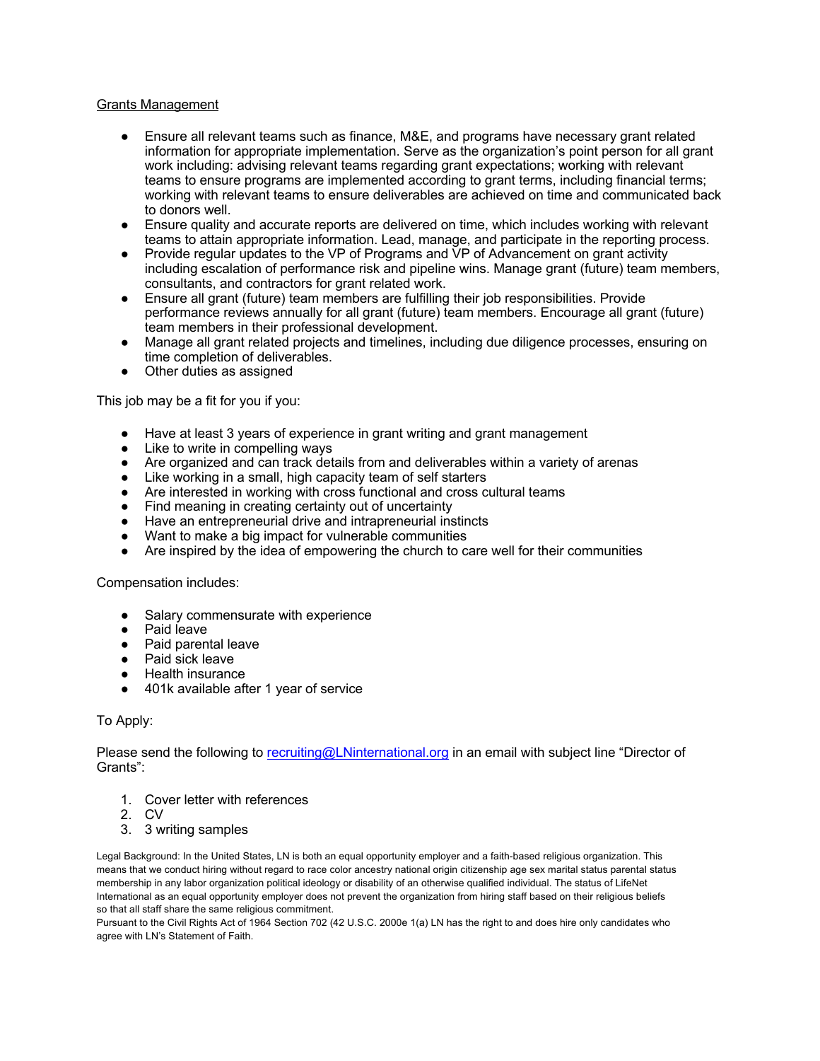Grants Management

- Ensure all relevant teams such as finance, M&E, and programs have necessary grant related information for appropriate implementation. Serve as the organization's point person for all grant work including: advising relevant teams regarding grant expectations; working with relevant teams to ensure programs are implemented according to grant terms, including financial terms; working with relevant teams to ensure deliverables are achieved on time and communicated back to donors well.
- Ensure quality and accurate reports are delivered on time, which includes working with relevant teams to attain appropriate information. Lead, manage, and participate in the reporting process.
- Provide regular updates to the VP of Programs and VP of Advancement on grant activity including escalation of performance risk and pipeline wins. Manage grant (future) team members, consultants, and contractors for grant related work.
- Ensure all grant (future) team members are fulfilling their job responsibilities. Provide performance reviews annually for all grant (future) team members. Encourage all grant (future) team members in their professional development.
- Manage all grant related projects and timelines, including due diligence processes, ensuring on time completion of deliverables.
- Other duties as assigned

This job may be a fit for you if you:

- Have at least 3 years of experience in grant writing and grant management
- Like to write in compelling ways
- Are organized and can track details from and deliverables within a variety of arenas
- Like working in a small, high capacity team of self starters
- Are interested in working with cross functional and cross cultural teams
- Find meaning in creating certainty out of uncertainty
- Have an entrepreneurial drive and intrapreneurial instincts
- Want to make a big impact for vulnerable communities
- Are inspired by the idea of empowering the church to care well for their communities

Compensation includes:

- Salary commensurate with experience
- Paid leave
- Paid parental leave
- Paid sick leave
- Health insurance
- 401k available after 1 year of service

To Apply:

Please send the following to recruiting@LNinternational.org in an email with subject line "Director of Grants":

1. Cover letter with references
2. CV
3. 3 writing samples

Legal Background: In the United States, LN is both an equal opportunity employer and a faith-based religious organization. This means that we conduct hiring without regard to race color ancestry national origin citizenship age sex marital status parental status membership in any labor organization political ideology or disability of an otherwise qualified individual. The status of LifeNet International as an equal opportunity employer does not prevent the organization from hiring staff based on their religious beliefs so that all staff share the same religious commitment.
Pursuant to the Civil Rights Act of 1964 Section 702 (42 U.S.C. 2000e 1(a) LN has the right to and does hire only candidates who agree with LN's Statement of Faith.